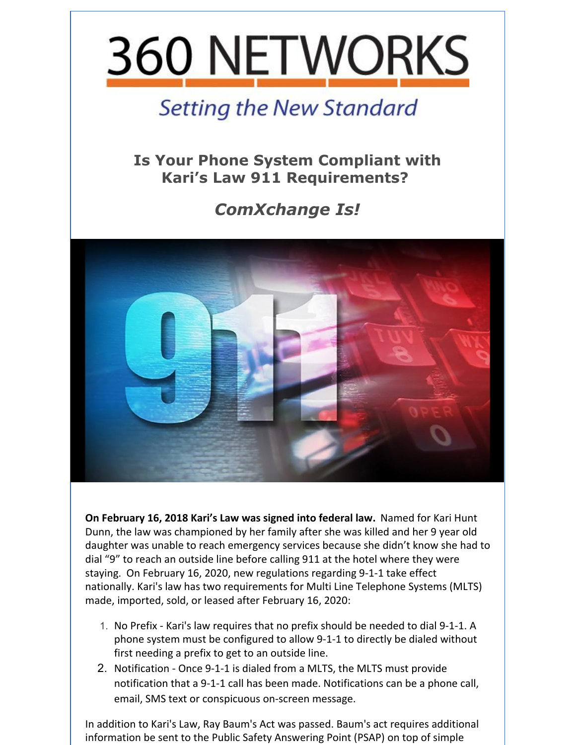# 360 NETWORKS

*Setting the New Standard*

## Is Your Phone System Compliant with Kari's Law 911 Requirements?

## *ComXchange Is!*

**On February 16, 2018 Kari's Law was signed into federal law.** Named for Kari Hunt Dunn, the law was championed by her family after she was killed and her 9 year old daughter was unable to reach emergency services because she didn't know she had to dial "9" to reach an outside line before calling 911 at the hotel where they were staying. On February 16, 2020, new regulations regarding 9-1-1 take effect nationally. Kari's law has two requirements for Multi Line Telephone Systems (MLTS) made, imported, sold, or leased after February 16, 2020:

1. No Prefix - Kari's law requires that no prefix should be needed to dial 9-1-1. A phone system must be configured to allow 9-1-1 to directly be dialed without first needing a prefix to get to an outside line.
2. Notification - Once 9-1-1 is dialed from a MLTS, the MLTS must provide notification that a 9-1-1 call has been made. Notifications can be a phone call, email, SMS text or conspicuous on-screen message.

In addition to Kari's Law, Ray Baum's Act was passed. Baum's act requires additional information be sent to the Public Safety Answering Point (PSAP) on top of simple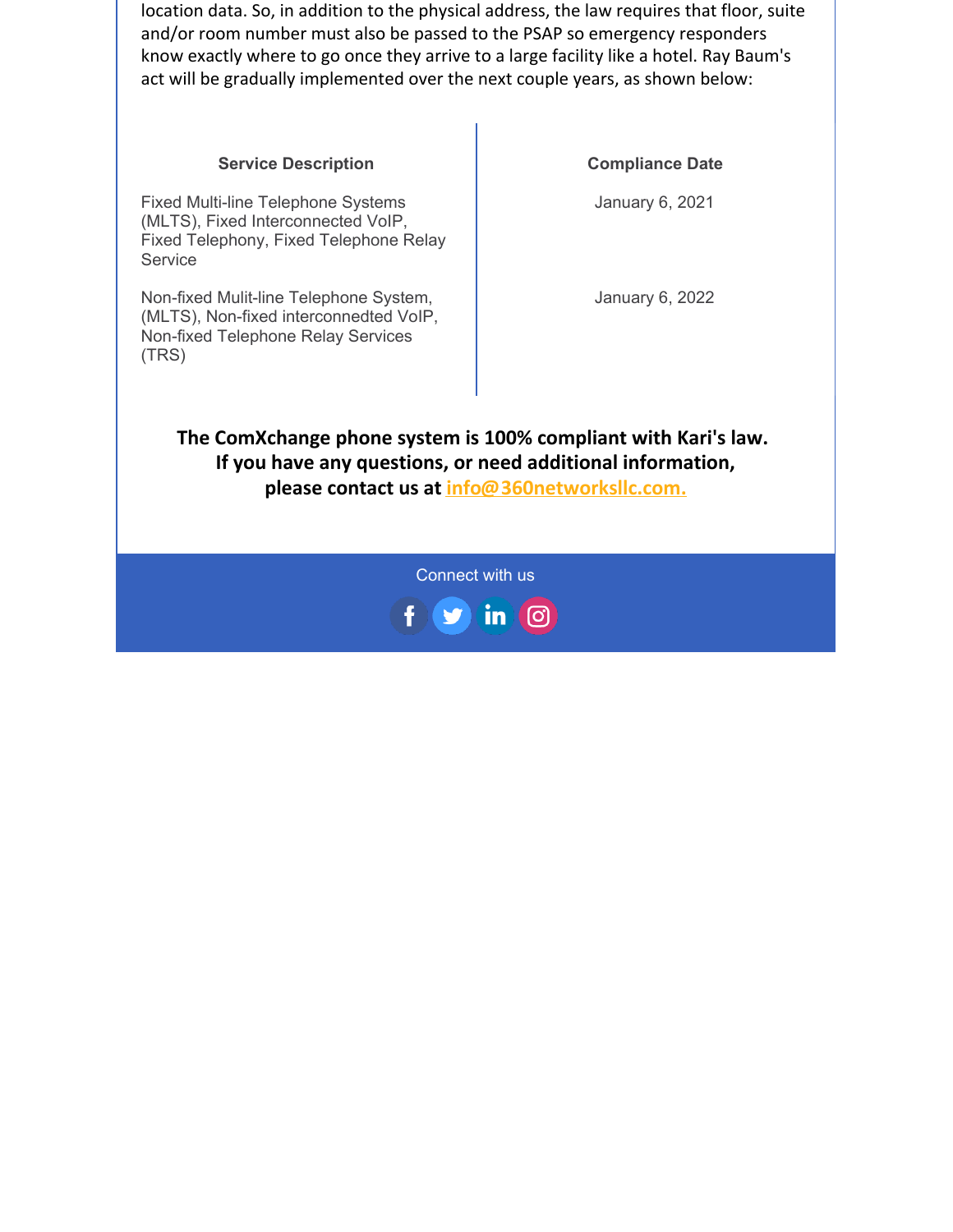location data. So, in addition to the physical address, the law requires that floor, suite and/or room number must also be passed to the PSAP so emergency responders know exactly where to go once they arrive to a large facility like a hotel. Ray Baum's act will be gradually implemented over the next couple years, as shown below:

| Service Description | Compliance Date |
| --- | --- |
| Fixed Multi-line Telephone Systems (MLTS), Fixed Interconnected VoIP, Fixed Telephony, Fixed Telephone Relay Service | January 6, 2021 |
| Non-fixed Mulit-line Telephone System, (MLTS), Non-fixed interconnedted VoIP, Non-fixed Telephone Relay Services (TRS) | January 6, 2022 |

**The ComXchange phone system is 100% compliant with Kari's law.**
**If you have any questions, or need additional information, please contact us at info@360networksllc.com.**

Connect with us